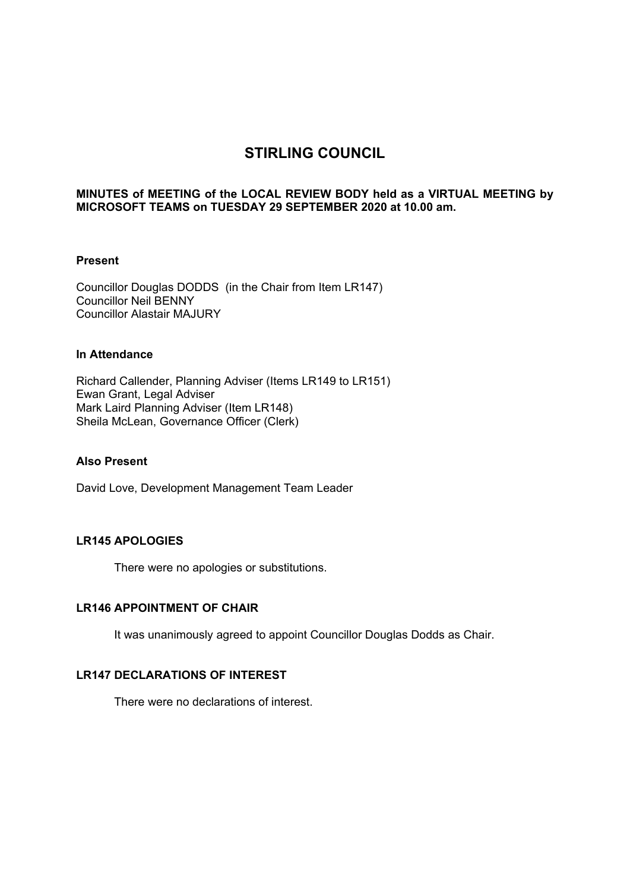# STIRLING COUNCIL

**MINUTES of MEETING of the LOCAL REVIEW BODY held as a VIRTUAL MEETING by MICROSOFT TEAMS on TUESDAY 29 SEPTEMBER 2020 at 10.00 am.**

**Present**

Councillor Douglas DODDS (in the Chair from Item LR147)
Councillor Neil BENNY
Councillor Alastair MAJURY

**In Attendance**

Richard Callender, Planning Adviser (Items LR149 to LR151)
Ewan Grant, Legal Adviser
Mark Laird Planning Adviser (Item LR148)
Sheila McLean, Governance Officer (Clerk)

**Also Present**

David Love, Development Management Team Leader

**LR145 APOLOGIES**

There were no apologies or substitutions.

**LR146 APPOINTMENT OF CHAIR**

It was unanimously agreed to appoint Councillor Douglas Dodds as Chair.

**LR147 DECLARATIONS OF INTEREST**

There were no declarations of interest.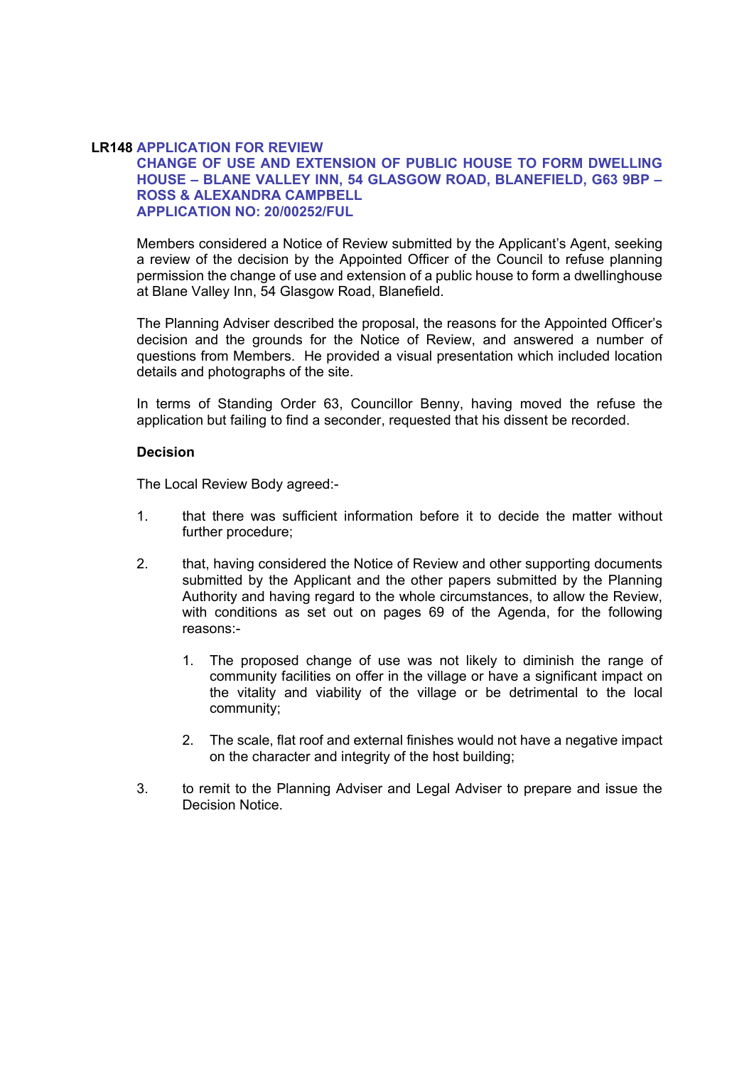**LR148 APPLICATION FOR REVIEW**
**CHANGE OF USE AND EXTENSION OF PUBLIC HOUSE TO FORM DWELLING HOUSE – BLANE VALLEY INN, 54 GLASGOW ROAD, BLANEFIELD, G63 9BP – ROSS & ALEXANDRA CAMPBELL**
**APPLICATION NO: 20/00252/FUL**

Members considered a Notice of Review submitted by the Applicant's Agent, seeking a review of the decision by the Appointed Officer of the Council to refuse planning permission the change of use and extension of a public house to form a dwellinghouse at Blane Valley Inn, 54 Glasgow Road, Blanefield.

The Planning Adviser described the proposal, the reasons for the Appointed Officer's decision and the grounds for the Notice of Review, and answered a number of questions from Members. He provided a visual presentation which included location details and photographs of the site.

In terms of Standing Order 63, Councillor Benny, having moved the refuse the application but failing to find a seconder, requested that his dissent be recorded.

**Decision**

The Local Review Body agreed:-

1. that there was sufficient information before it to decide the matter without further procedure;

2. that, having considered the Notice of Review and other supporting documents submitted by the Applicant and the other papers submitted by the Planning Authority and having regard to the whole circumstances, to allow the Review, with conditions as set out on pages 69 of the Agenda, for the following reasons:-

    1. The proposed change of use was not likely to diminish the range of community facilities on offer in the village or have a significant impact on the vitality and viability of the village or be detrimental to the local community;

    2. The scale, flat roof and external finishes would not have a negative impact on the character and integrity of the host building;

3. to remit to the Planning Adviser and Legal Adviser to prepare and issue the Decision Notice.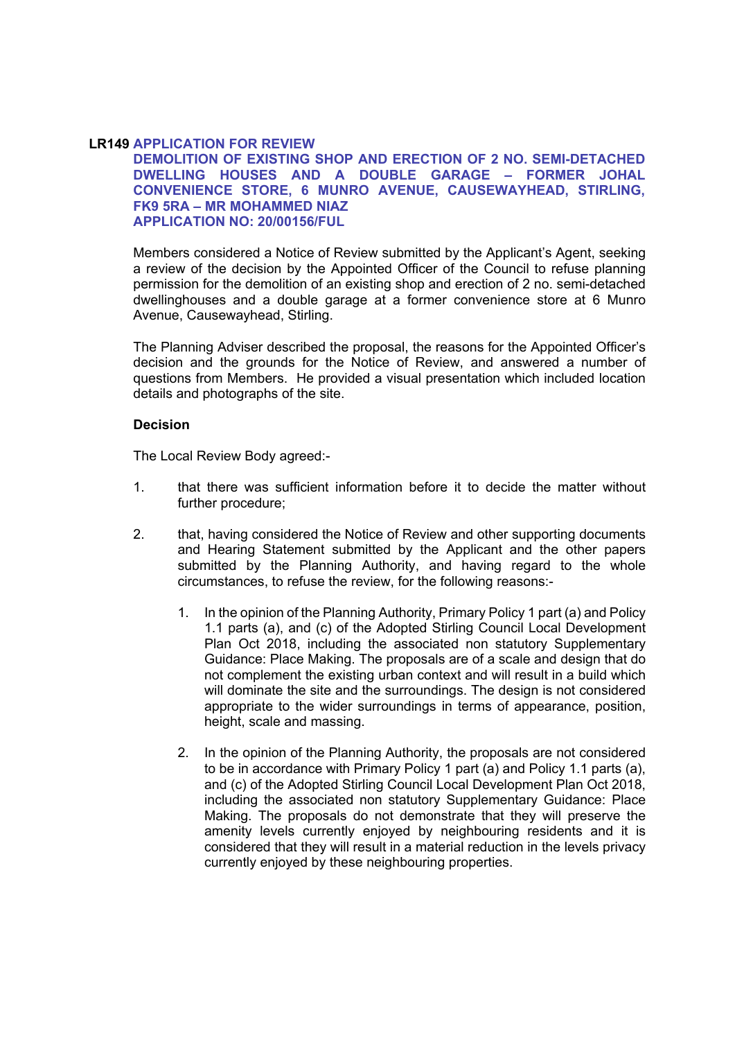**LR149 APPLICATION FOR REVIEW**
**DEMOLITION OF EXISTING SHOP AND ERECTION OF 2 NO. SEMI-DETACHED DWELLING HOUSES AND A DOUBLE GARAGE – FORMER JOHAL CONVENIENCE STORE, 6 MUNRO AVENUE, CAUSEWAYHEAD, STIRLING, FK9 5RA – MR MOHAMMED NIAZ**
**APPLICATION NO: 20/00156/FUL**

Members considered a Notice of Review submitted by the Applicant's Agent, seeking a review of the decision by the Appointed Officer of the Council to refuse planning permission for the demolition of an existing shop and erection of 2 no. semi-detached dwellinghouses and a double garage at a former convenience store at 6 Munro Avenue, Causewayhead, Stirling.

The Planning Adviser described the proposal, the reasons for the Appointed Officer's decision and the grounds for the Notice of Review, and answered a number of questions from Members. He provided a visual presentation which included location details and photographs of the site.

**Decision**

The Local Review Body agreed:-

1. that there was sufficient information before it to decide the matter without further procedure;

2. that, having considered the Notice of Review and other supporting documents and Hearing Statement submitted by the Applicant and the other papers submitted by the Planning Authority, and having regard to the whole circumstances, to refuse the review, for the following reasons:-

    1. In the opinion of the Planning Authority, Primary Policy 1 part (a) and Policy 1.1 parts (a), and (c) of the Adopted Stirling Council Local Development Plan Oct 2018, including the associated non statutory Supplementary Guidance: Place Making. The proposals are of a scale and design that do not complement the existing urban context and will result in a build which will dominate the site and the surroundings. The design is not considered appropriate to the wider surroundings in terms of appearance, position, height, scale and massing.

    2. In the opinion of the Planning Authority, the proposals are not considered to be in accordance with Primary Policy 1 part (a) and Policy 1.1 parts (a), and (c) of the Adopted Stirling Council Local Development Plan Oct 2018, including the associated non statutory Supplementary Guidance: Place Making. The proposals do not demonstrate that they will preserve the amenity levels currently enjoyed by neighbouring residents and it is considered that they will result in a material reduction in the levels privacy currently enjoyed by these neighbouring properties.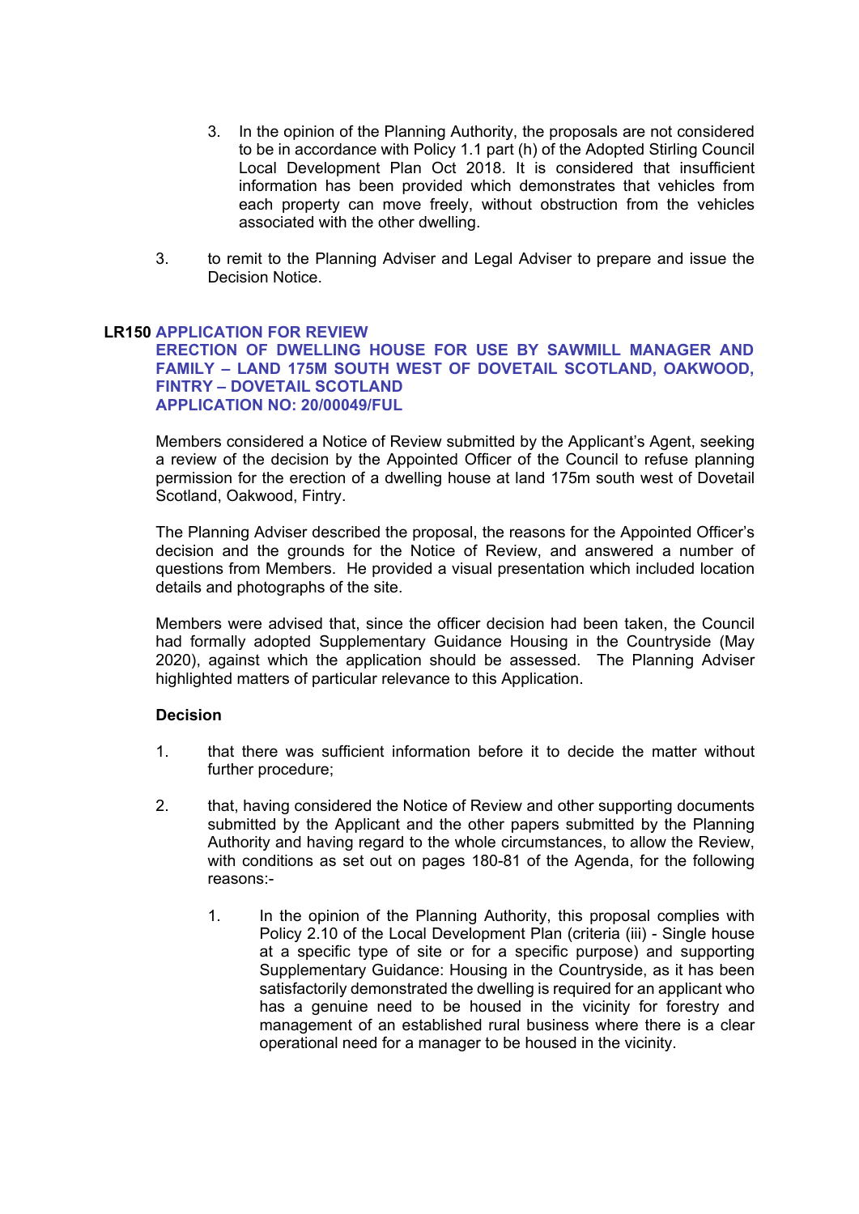3. In the opinion of the Planning Authority, the proposals are not considered to be in accordance with Policy 1.1 part (h) of the Adopted Stirling Council Local Development Plan Oct 2018. It is considered that insufficient information has been provided which demonstrates that vehicles from each property can move freely, without obstruction from the vehicles associated with the other dwelling.

3. to remit to the Planning Adviser and Legal Adviser to prepare and issue the Decision Notice.

### LR150 APPLICATION FOR REVIEW
### ERECTION OF DWELLING HOUSE FOR USE BY SAWMILL MANAGER AND FAMILY – LAND 175M SOUTH WEST OF DOVETAIL SCOTLAND, OAKWOOD, FINTRY – DOVETAIL SCOTLAND
### APPLICATION NO: 20/00049/FUL

Members considered a Notice of Review submitted by the Applicant's Agent, seeking a review of the decision by the Appointed Officer of the Council to refuse planning permission for the erection of a dwelling house at land 175m south west of Dovetail Scotland, Oakwood, Fintry.

The Planning Adviser described the proposal, the reasons for the Appointed Officer's decision and the grounds for the Notice of Review, and answered a number of questions from Members. He provided a visual presentation which included location details and photographs of the site.

Members were advised that, since the officer decision had been taken, the Council had formally adopted Supplementary Guidance Housing in the Countryside (May 2020), against which the application should be assessed. The Planning Adviser highlighted matters of particular relevance to this Application.

**Decision**

1. that there was sufficient information before it to decide the matter without further procedure;

2. that, having considered the Notice of Review and other supporting documents submitted by the Applicant and the other papers submitted by the Planning Authority and having regard to the whole circumstances, to allow the Review, with conditions as set out on pages 180-81 of the Agenda, for the following reasons:-

   1. In the opinion of the Planning Authority, this proposal complies with Policy 2.10 of the Local Development Plan (criteria (iii) - Single house at a specific type of site or for a specific purpose) and supporting Supplementary Guidance: Housing in the Countryside, as it has been satisfactorily demonstrated the dwelling is required for an applicant who has a genuine need to be housed in the vicinity for forestry and management of an established rural business where there is a clear operational need for a manager to be housed in the vicinity.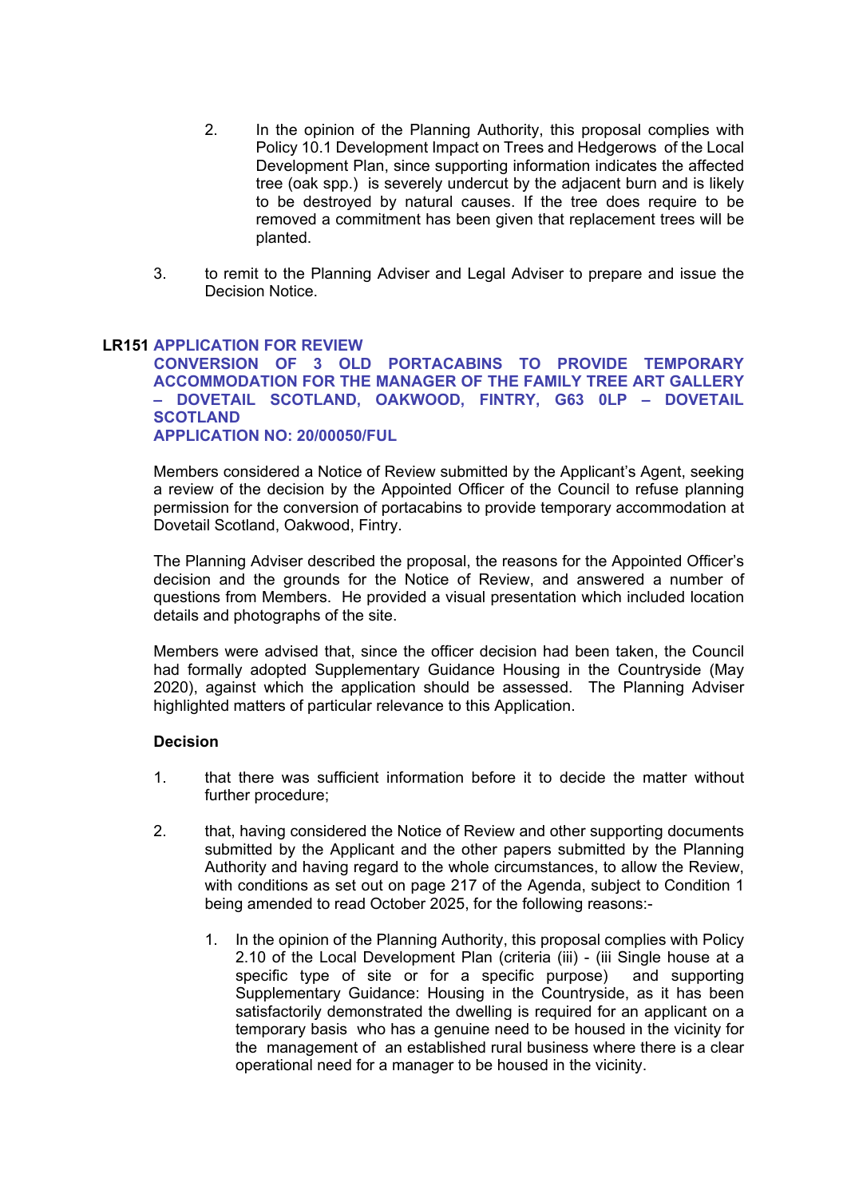2. In the opinion of the Planning Authority, this proposal complies with Policy 10.1 Development Impact on Trees and Hedgerows of the Local Development Plan, since supporting information indicates the affected tree (oak spp.) is severely undercut by the adjacent burn and is likely to be destroyed by natural causes. If the tree does require to be removed a commitment has been given that replacement trees will be planted.

3. to remit to the Planning Adviser and Legal Adviser to prepare and issue the Decision Notice.

## LR151 APPLICATION FOR REVIEW

**CONVERSION OF 3 OLD PORTACABINS TO PROVIDE TEMPORARY ACCOMMODATION FOR THE MANAGER OF THE FAMILY TREE ART GALLERY – DOVETAIL SCOTLAND, OAKWOOD, FINTRY, G63 0LP – DOVETAIL SCOTLAND**

**APPLICATION NO: 20/00050/FUL**

Members considered a Notice of Review submitted by the Applicant's Agent, seeking a review of the decision by the Appointed Officer of the Council to refuse planning permission for the conversion of portacabins to provide temporary accommodation at Dovetail Scotland, Oakwood, Fintry.

The Planning Adviser described the proposal, the reasons for the Appointed Officer's decision and the grounds for the Notice of Review, and answered a number of questions from Members. He provided a visual presentation which included location details and photographs of the site.

Members were advised that, since the officer decision had been taken, the Council had formally adopted Supplementary Guidance Housing in the Countryside (May 2020), against which the application should be assessed. The Planning Adviser highlighted matters of particular relevance to this Application.

**Decision**

1. that there was sufficient information before it to decide the matter without further procedure;

2. that, having considered the Notice of Review and other supporting documents submitted by the Applicant and the other papers submitted by the Planning Authority and having regard to the whole circumstances, to allow the Review, with conditions as set out on page 217 of the Agenda, subject to Condition 1 being amended to read October 2025, for the following reasons:-

   1. In the opinion of the Planning Authority, this proposal complies with Policy 2.10 of the Local Development Plan (criteria (iii) - (iii Single house at a specific type of site or for a specific purpose) and supporting Supplementary Guidance: Housing in the Countryside, as it has been satisfactorily demonstrated the dwelling is required for an applicant on a temporary basis who has a genuine need to be housed in the vicinity for the management of an established rural business where there is a clear operational need for a manager to be housed in the vicinity.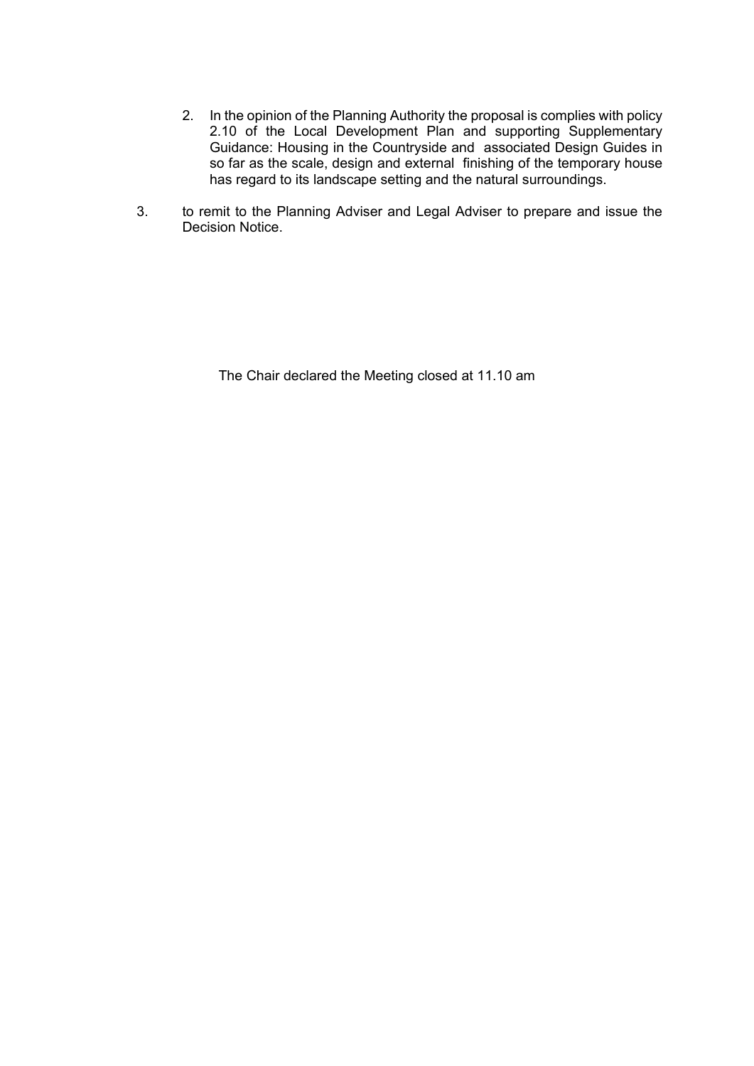2. In the opinion of the Planning Authority the proposal is complies with policy 2.10 of the Local Development Plan and supporting Supplementary Guidance: Housing in the Countryside and associated Design Guides in so far as the scale, design and external finishing of the temporary house has regard to its landscape setting and the natural surroundings.

3. to remit to the Planning Adviser and Legal Adviser to prepare and issue the Decision Notice.

The Chair declared the Meeting closed at 11.10 am